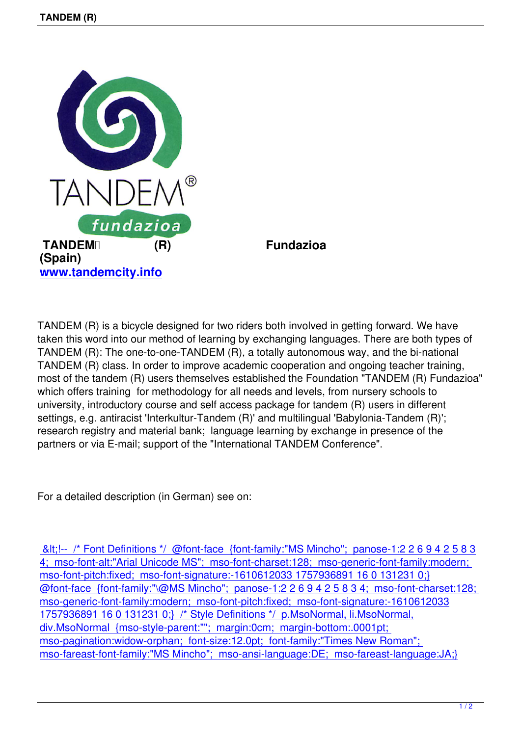**TANDEM (R) Fundazioa (Spain)**

**www.tandemcity.info**

TANDEM (R) is a bicycle designed for two riders both involved in getting forward. We have taken this word into our method of learning by exchanging languages. There are both types of TANDEM (R): The one-to-one-TANDEM (R), a totally autonomous way, and the bi-national TANDEM (R) class. In order to improve academic cooperation and ongoing teacher training, most of the tandem (R) users themselves established the Foundation "TANDEM (R) Fundazioa" which offers training for methodology for all needs and levels, from nursery schools to university, introductory course and self access package for tandem (R) users in different settings, e.g. antiracist 'Interkultur-Tandem (R)' and multilingual 'Babylonia-Tandem (R)'; research registry and material bank; language learning by exchange in presence of the partners or via E-mail; support of the "International TANDEM Conference".

For a detailed description (in German) see on:

&lt;!-- /* Font Definitions */ @font-face {font-family:"MS Mincho"; panose-1:2 2 6 9 4 2 5 8 3 4; mso-font-alt:"Arial Unicode MS"; mso-font-charset:128; mso-generic-font-family:modern; mso-font-pitch:fixed; mso-font-signature:-1610612033 1757936891 16 0 131231 0;} @font-face {font-family:"\@MS Mincho"; panose-1:2 2 6 9 4 2 5 8 3 4; mso-font-charset:128; mso-generic-font-family:modern; mso-font-pitch:fixed; mso-font-signature:-1610612033 1757936891 16 0 131231 0;} /* Style Definitions */ p.MsoNormal, li.MsoNormal, div.MsoNormal {mso-style-parent:""; margin:0cm; margin-bottom:.0001pt; mso-pagination:widow-orphan; font-size:12.0pt; font-family:"Times New Roman"; mso-fareast-font-family:"MS Mincho"; mso-ansi-language:DE; mso-fareast-language:JA;}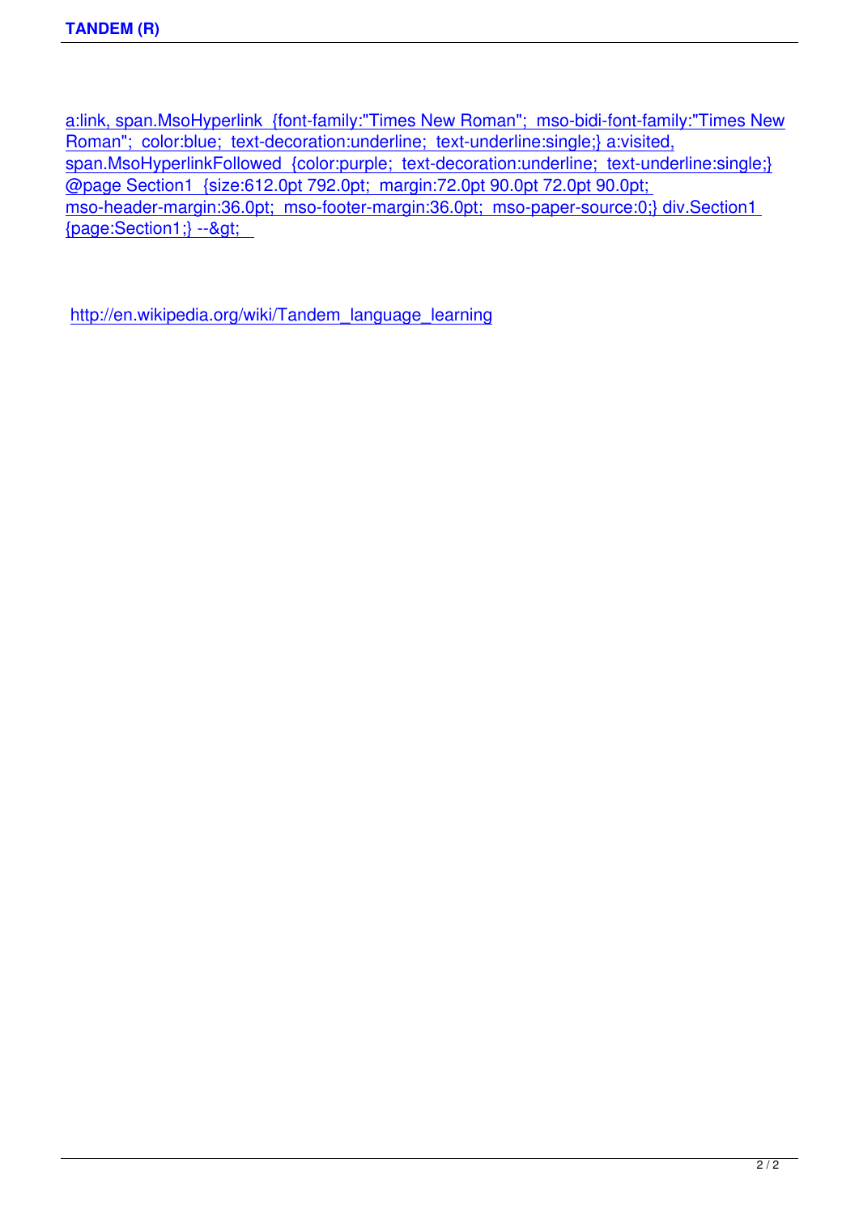a:link, span.MsoHyperlink {font-family:"Times New Roman"; mso-bidi-font-family:"Times New Roman"; color:blue; text-decoration:underline; text-underline:single;} a:visited, span.MsoHyperlinkFollowed {color:purple; text-decoration:underline; text-underline:single;} @page Section1 {size:612.0pt 792.0pt; margin:72.0pt 90.0pt 72.0pt 90.0pt; mso-header-margin:36.0pt; mso-footer-margin:36.0pt; mso-paper-source:0;} div.Section1 {page:Section1;} --&gt;

http://en.wikipedia.org/wiki/Tandem_language_learning